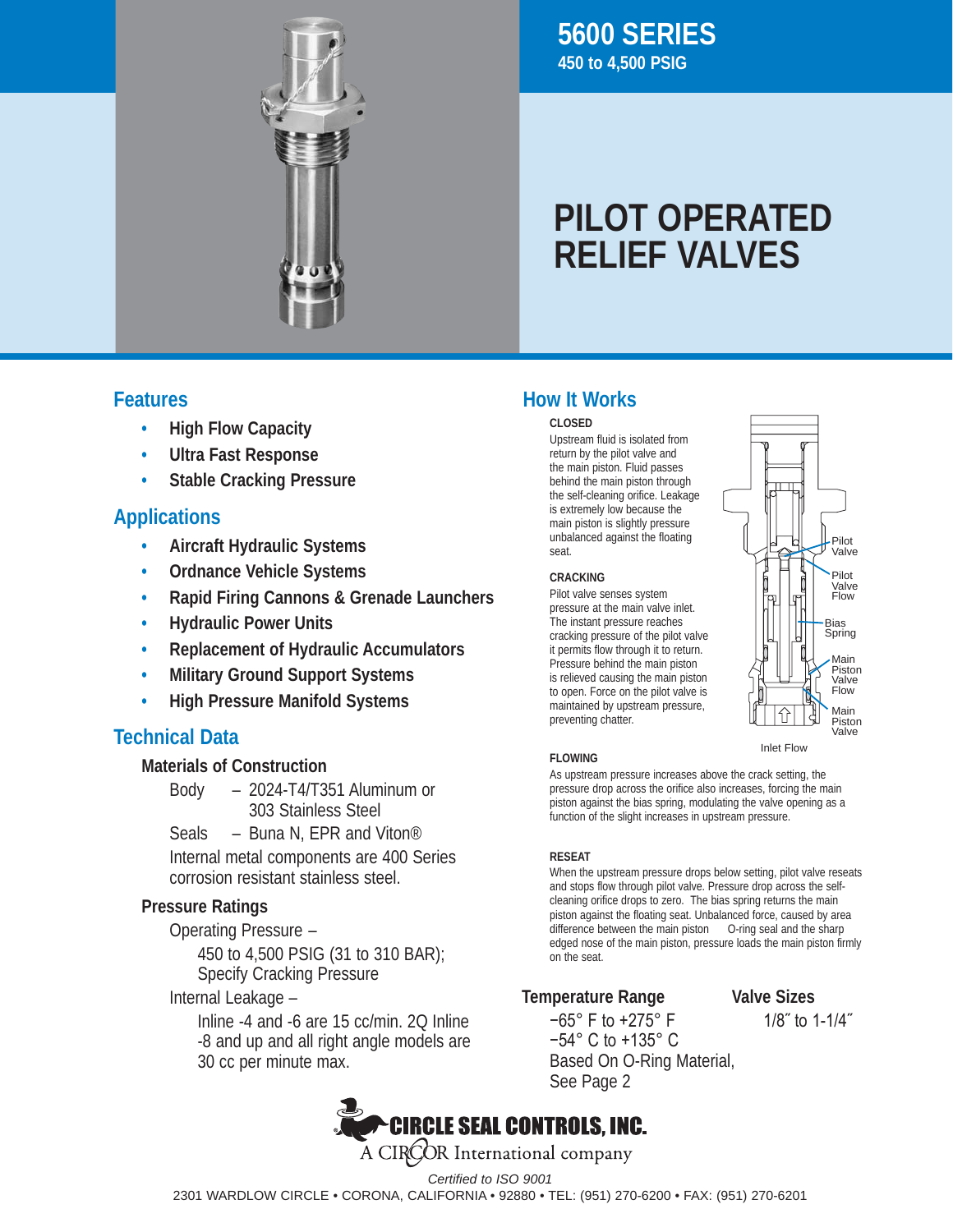# 5600 SERIES

**450 to 4,500 PSIG**

# PILOT OPERATED RELIEF VALVES

## Features

- **High Flow Capacity**
- **Ultra Fast Response**
- **Stable Cracking Pressure**

## Applications

- **Aircraft Hydraulic Systems**
- **Ordnance Vehicle Systems**
- **Rapid Firing Cannons & Grenade Launchers**
- **Hydraulic Power Units**
- **Replacement of Hydraulic Accumulators**
- **Military Ground Support Systems**
- **High Pressure Manifold Systems**

## Technical Data

### Materials of Construction

Body – 2024-T4/T351 Aluminum or 303 Stainless Steel

Seals – Buna N, EPR and Viton®

Internal metal components are 400 Series corrosion resistant stainless steel.

### Pressure Ratings

Operating Pressure –

450 to 4,500 PSIG (31 to 310 BAR); Specify Cracking Pressure

Internal Leakage –

Inline -4 and -6 are 15 cc/min. 2Q Inline -8 and up and all right angle models are 30 cc per minute max.

## How It Works

**CLOSED**

Upstream fluid is isolated from return by the pilot valve and the main piston. Fluid passes behind the main piston through the self-cleaning orifice. Leakage is extremely low because the main piston is slightly pressure unbalanced against the floating seat.

**CRACKING**

Pilot valve senses system pressure at the main valve inlet. The instant pressure reaches cracking pressure of the pilot valve it permits flow through it to return. Pressure behind the main piston is relieved causing the main piston to open. Force on the pilot valve is maintained by upstream pressure, preventing chatter.

Pilot Valve

Pilot Valve Flow

Bias Spring

Main Piston Valve Flow

Main Piston Valve

Inlet Flow

**FLOWING**

As upstream pressure increases above the crack setting, the pressure drop across the orifice also increases, forcing the main piston against the bias spring, modulating the valve opening as a function of the slight increases in upstream pressure.

**RESEAT**

When the upstream pressure drops below setting, pilot valve reseats and stops flow through pilot valve. Pressure drop across the self-cleaning orifice drops to zero. The bias spring returns the main piston against the floating seat. Unbalanced force, caused by area difference between the main piston O-ring seal and the sharp edged nose of the main piston, pressure loads the main piston firmly on the seat.

### Temperature Range

−65° F to +275° F
−54° C to +135° C
Based On O-Ring Material, See Page 2

### Valve Sizes

1/8˝ to 1-1/4˝

**CIRCLE SEAL CONTROLS, INC.**
A CIRCOR International company

*Certified to ISO 9001*

2301 WARDLOW CIRCLE • CORONA, CALIFORNIA • 92880 • TEL: (951) 270-6200 • FAX: (951) 270-6201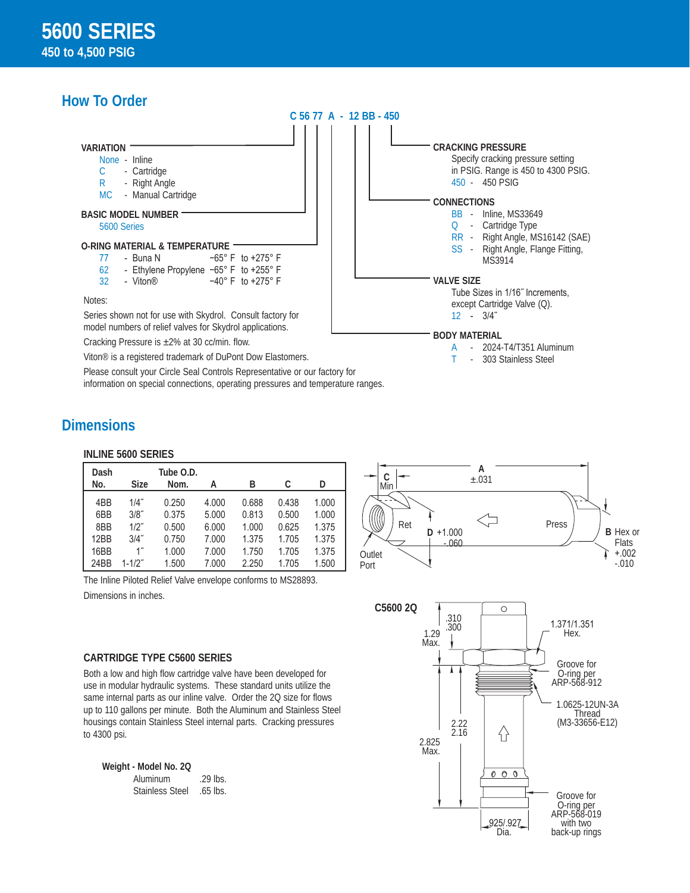# 5600 SERIES

## 450 to 4,500 PSIG

## How To Order

**C 56 77 A - 12 BB - 450**

**VARIATION**

- None - Inline
- C - Cartridge
- R - Right Angle
- MC - Manual Cartridge

**BASIC MODEL NUMBER**

5600 Series

**O-RING MATERIAL & TEMPERATURE**

- 77 - Buna N −65° F to +275° F
- 62 - Ethylene Propylene −65° F to +255° F
- 32 - Viton® −40° F to +275° F

**CRACKING PRESSURE**

Specify cracking pressure setting in PSIG. Range is 450 to 4300 PSIG.

450 - 450 PSIG

**CONNECTIONS**

- BB - Inline, MS33649
- Q - Cartridge Type
- RR - Right Angle, MS16142 (SAE)
- SS - Right Angle, Flange Fitting, MS3914

**VALVE SIZE**

Tube Sizes in 1/16˝ Increments, except Cartridge Valve (Q).

12 - 3/4˝

**BODY MATERIAL**

- A - 2024-T4/T351 Aluminum
- T - 303 Stainless Steel

Notes:

Series shown not for use with Skydrol. Consult factory for model numbers of relief valves for Skydrol applications.

Cracking Pressure is ±2% at 30 cc/min. flow.

Viton® is a registered trademark of DuPont Dow Elastomers.

Please consult your Circle Seal Controls Representative or our factory for information on special connections, operating pressures and temperature ranges.

## Dimensions

### INLINE 5600 SERIES

| Dash No. | Size | Tube O.D. Nom. | A | B | C | D |
|---|---|---|---|---|---|---|
| 4BB | 1/4˝ | 0.250 | 4.000 | 0.688 | 0.438 | 1.000 |
| 6BB | 3/8˝ | 0.375 | 5.000 | 0.813 | 0.500 | 1.000 |
| 8BB | 1/2˝ | 0.500 | 6.000 | 1.000 | 0.625 | 1.375 |
| 12BB | 3/4˝ | 0.750 | 7.000 | 1.375 | 1.705 | 1.375 |
| 16BB | 1˝ | 1.000 | 7.000 | 1.750 | 1.705 | 1.375 |
| 24BB | 1-1/2˝ | 1.500 | 7.000 | 2.250 | 1.705 | 1.500 |

The Inline Piloted Relief Valve envelope conforms to MS28893.

Dimensions in inches.

A ±.031; C Min; D +1.000 -.060; B Hex or Flats +.002 -.010; Outlet Port; Ret; Press

### CARTRIDGE TYPE C5600 SERIES

Both a low and high flow cartridge valve have been developed for use in modular hydraulic systems. These standard units utilize the same internal parts as our inline valve. Order the 2Q size for flows up to 110 gallons per minute. Both the Aluminum and Stainless Steel housings contain Stainless Steel internal parts. Cracking pressures to 4300 psi.

**Weight - Model No. 2Q**

| | |
|---|---|
| Aluminum | .29 lbs. |
| Stainless Steel | .65 lbs. |

**C5600 2Q**

.310/.300; 1.29 Max.; 1.371/1.351 Hex.; Groove for O-ring per ARP-568-912; 1.0625-12UN-3A Thread (M3-33656-E12); 2.22/2.16; 2.825 Max.; Groove for O-ring per ARP-568-019 with two back-up rings; .925/.927 Dia.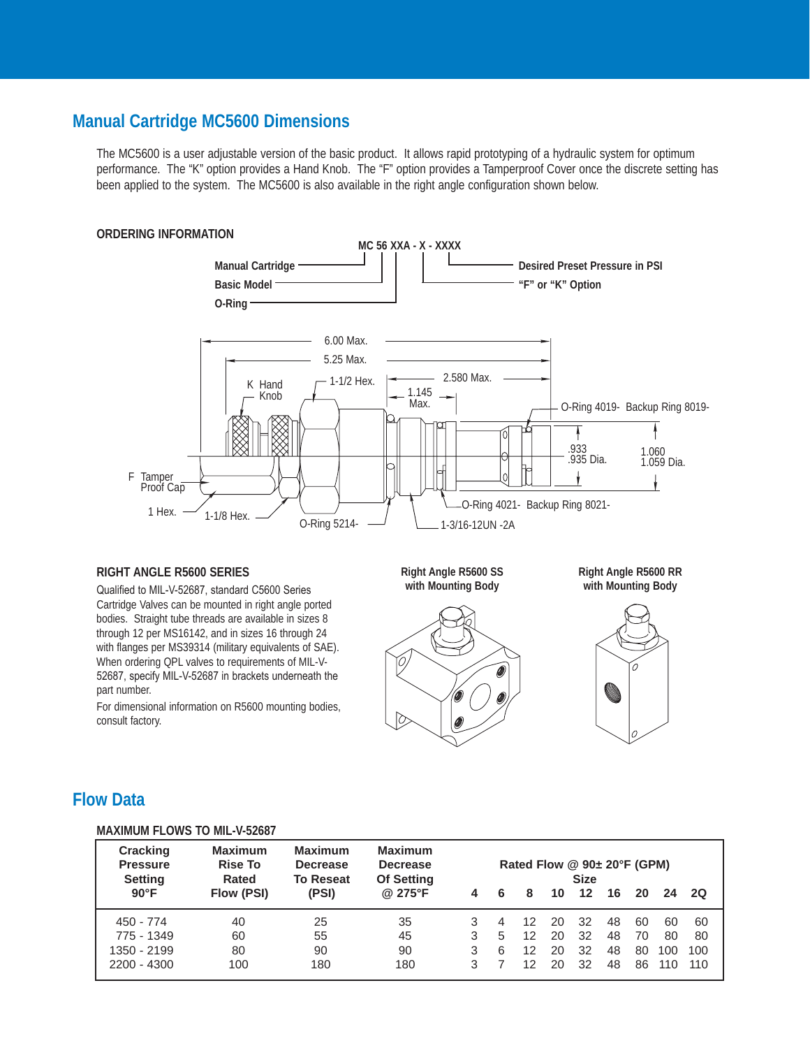## Manual Cartridge MC5600 Dimensions

The MC5600 is a user adjustable version of the basic product. It allows rapid prototyping of a hydraulic system for optimum performance. The "K" option provides a Hand Knob. The "F" option provides a Tamperproof Cover once the discrete setting has been applied to the system. The MC5600 is also available in the right angle configuration shown below.

**ORDERING INFORMATION**

**MC 56 XXA - X - XXXX**

- **Manual Cartridge**
- **Basic Model**
- **O-Ring**
- **"F" or "K" Option**
- **Desired Preset Pressure in PSI**

6.00 Max.
5.25 Max.
2.580 Max.
1.145 Max.
1-1/2 Hex.
K Hand Knob
F Tamper Proof Cap
1 Hex.
1-1/8 Hex.
O-Ring 5214-
1-3/16-12UN -2A
O-Ring 4021- Backup Ring 8021-
O-Ring 4019- Backup Ring 8019-
.933 .935 Dia.
1.060 1.059 Dia.

### RIGHT ANGLE R5600 SERIES

Qualified to MIL-V-52687, standard C5600 Series Cartridge Valves can be mounted in right angle ported bodies. Straight tube threads are available in sizes 8 through 12 per MS16142, and in sizes 16 through 24 with flanges per MS39314 (military equivalents of SAE). When ordering QPL valves to requirements of MIL-V-52687, specify MIL-V-52687 in brackets underneath the part number.

For dimensional information on R5600 mounting bodies, consult factory.

**Right Angle R5600 SS with Mounting Body**

**Right Angle R5600 RR with Mounting Body**

## Flow Data

**MAXIMUM FLOWS TO MIL-V-52687**

| Cracking Pressure Setting 90°F | Maximum Rise To Rated Flow (PSI) | Maximum Decrease To Reseat (PSI) | Maximum Decrease Of Setting @ 275°F | Rated Flow @ 90± 20°F (GPM) Size | | | | | | | | |
|---|---|---|---|---|---|---|---|---|---|---|---|---|
| | | | | 4 | 6 | 8 | 10 | 12 | 16 | 20 | 24 | 2Q |
| 450 - 774 | 40 | 25 | 35 | 3 | 4 | 12 | 20 | 32 | 48 | 60 | 60 | 60 |
| 775 - 1349 | 60 | 55 | 45 | 3 | 5 | 12 | 20 | 32 | 48 | 70 | 80 | 80 |
| 1350 - 2199 | 80 | 90 | 90 | 3 | 6 | 12 | 20 | 32 | 48 | 80 | 100 | 100 |
| 2200 - 4300 | 100 | 180 | 180 | 3 | 7 | 12 | 20 | 32 | 48 | 86 | 110 | 110 |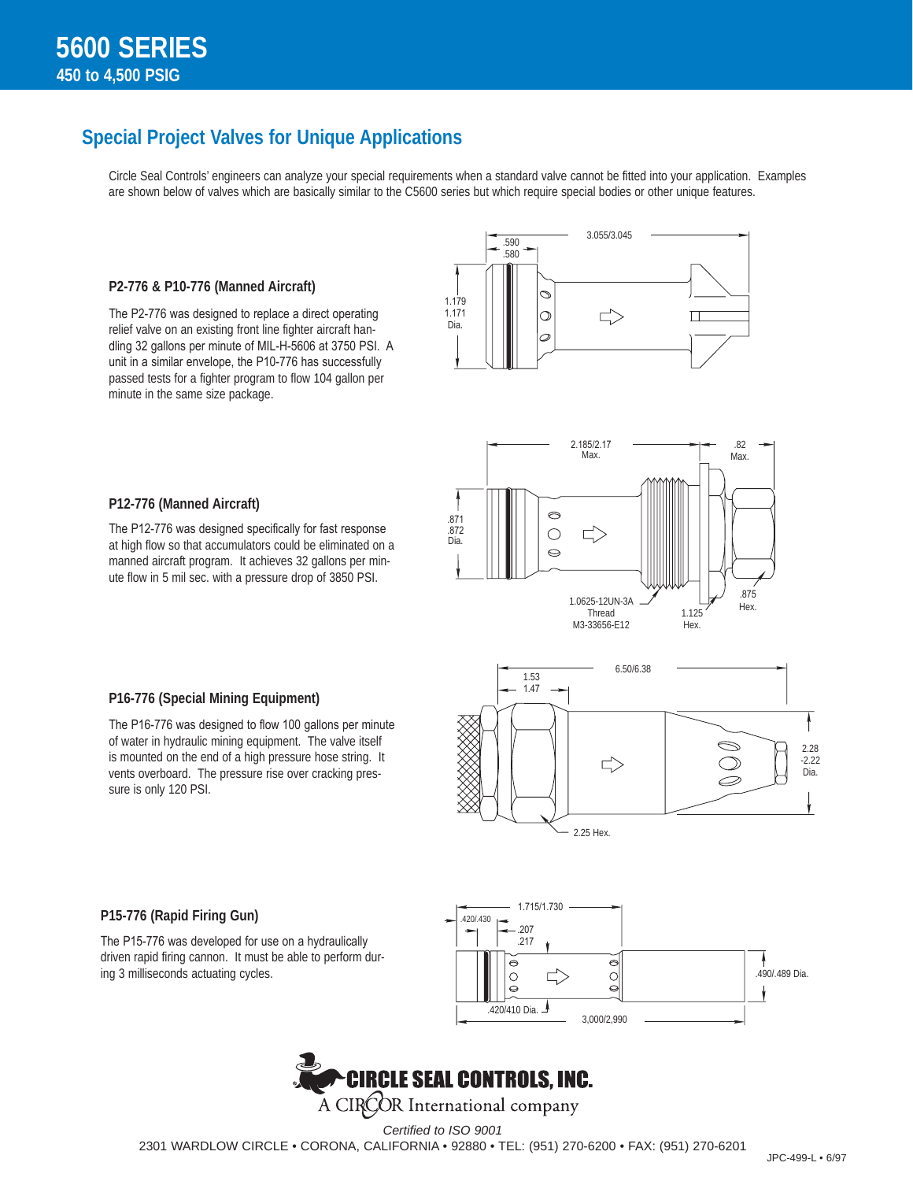# 5600 SERIES

## 450 to 4,500 PSIG

## Special Project Valves for Unique Applications

Circle Seal Controls' engineers can analyze your special requirements when a standard valve cannot be fitted into your application. Examples are shown below of valves which are basically similar to the C5600 series but which require special bodies or other unique features.

### P2-776 & P10-776 (Manned Aircraft)

The P2-776 was designed to replace a direct operating relief valve on an existing front line fighter aircraft handling 32 gallons per minute of MIL-H-5606 at 3750 PSI. A unit in a similar envelope, the P10-776 has successfully passed tests for a fighter program to flow 104 gallon per minute in the same size package.

.590
.580
3.055/3.045
1.179
1.171
Dia.

### P12-776 (Manned Aircraft)

The P12-776 was designed specifically for fast response at high flow so that accumulators could be eliminated on a manned aircraft program. It achieves 32 gallons per minute flow in 5 mil sec. with a pressure drop of 3850 PSI.

2.185/2.17
Max.
.82
Max.
.871
.872
Dia.
1.0625-12UN-3A
Thread
M3-33656-E12
1.125
Hex.
.875
Hex.

### P16-776 (Special Mining Equipment)

The P16-776 was designed to flow 100 gallons per minute of water in hydraulic mining equipment. The valve itself is mounted on the end of a high pressure hose string. It vents overboard. The pressure rise over cracking pressure is only 120 PSI.

1.53
1.47
6.50/6.38
2.28
-2.22
Dia.
2.25 Hex.

### P15-776 (Rapid Firing Gun)

The P15-776 was developed for use on a hydraulically driven rapid firing cannon. It must be able to perform during 3 milliseconds actuating cycles.

.420/.430
1.715/1.730
.207
.217
.490/.489 Dia.
.420/410 Dia.
3,000/2,990

CIRCLE SEAL CONTROLS, INC.
A CIRCOR International company

*Certified to ISO 9001*

2301 WARDLOW CIRCLE • CORONA, CALIFORNIA • 92880 • TEL: (951) 270-6200 • FAX: (951) 270-6201

JPC-499-L • 6/97